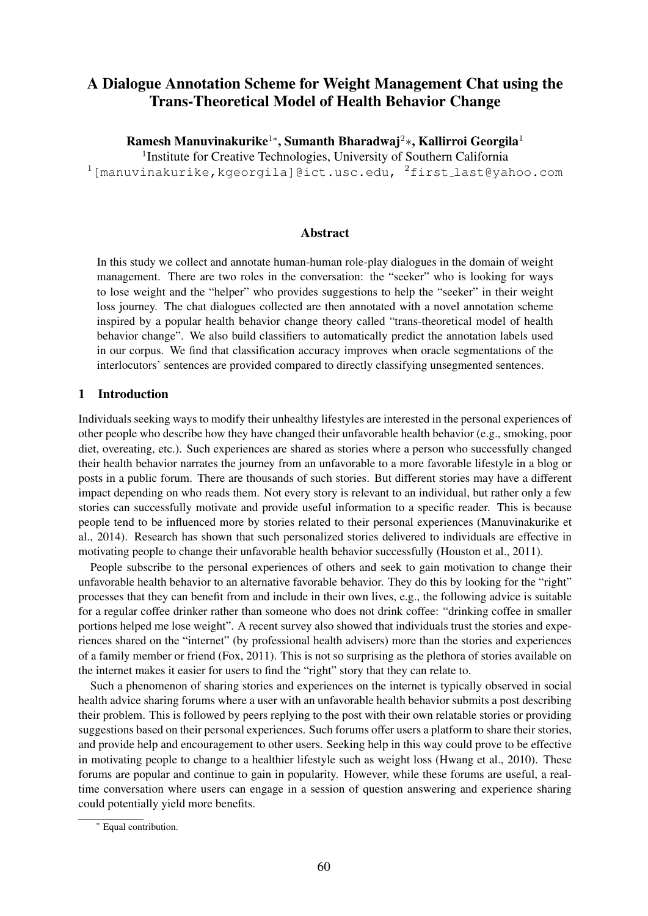# A Dialogue Annotation Scheme for Weight Management Chat using the Trans-Theoretical Model of Health Behavior Change

**Ramesh Manuvinakurike[1]*, Sumanth Bharadwaj[2]*, Kallirroi Georgila[1]**

[1]Institute for Creative Technologies, University of Southern California

[1][manuvinakurike,kgeorgila]@ict.usc.edu, [2]first_last@yahoo.com

## Abstract

In this study we collect and annotate human-human role-play dialogues in the domain of weight management. There are two roles in the conversation: the "seeker" who is looking for ways to lose weight and the "helper" who provides suggestions to help the "seeker" in their weight loss journey. The chat dialogues collected are then annotated with a novel annotation scheme inspired by a popular health behavior change theory called "trans-theoretical model of health behavior change". We also build classifiers to automatically predict the annotation labels used in our corpus. We find that classification accuracy improves when oracle segmentations of the interlocutors' sentences are provided compared to directly classifying unsegmented sentences.

## 1 Introduction

Individuals seeking ways to modify their unhealthy lifestyles are interested in the personal experiences of other people who describe how they have changed their unfavorable health behavior (e.g., smoking, poor diet, overeating, etc.). Such experiences are shared as stories where a person who successfully changed their health behavior narrates the journey from an unfavorable to a more favorable lifestyle in a blog or posts in a public forum. There are thousands of such stories. But different stories may have a different impact depending on who reads them. Not every story is relevant to an individual, but rather only a few stories can successfully motivate and provide useful information to a specific reader. This is because people tend to be influenced more by stories related to their personal experiences (Manuvinakurike et al., 2014). Research has shown that such personalized stories delivered to individuals are effective in motivating people to change their unfavorable health behavior successfully (Houston et al., 2011).

People subscribe to the personal experiences of others and seek to gain motivation to change their unfavorable health behavior to an alternative favorable behavior. They do this by looking for the "right" processes that they can benefit from and include in their own lives, e.g., the following advice is suitable for a regular coffee drinker rather than someone who does not drink coffee: "drinking coffee in smaller portions helped me lose weight". A recent survey also showed that individuals trust the stories and experiences shared on the "internet" (by professional health advisers) more than the stories and experiences of a family member or friend (Fox, 2011). This is not so surprising as the plethora of stories available on the internet makes it easier for users to find the "right" story that they can relate to.

Such a phenomenon of sharing stories and experiences on the internet is typically observed in social health advice sharing forums where a user with an unfavorable health behavior submits a post describing their problem. This is followed by peers replying to the post with their own relatable stories or providing suggestions based on their personal experiences. Such forums offer users a platform to share their stories, and provide help and encouragement to other users. Seeking help in this way could prove to be effective in motivating people to change to a healthier lifestyle such as weight loss (Hwang et al., 2010). These forums are popular and continue to gain in popularity. However, while these forums are useful, a real-time conversation where users can engage in a session of question answering and experience sharing could potentially yield more benefits.

* Equal contribution.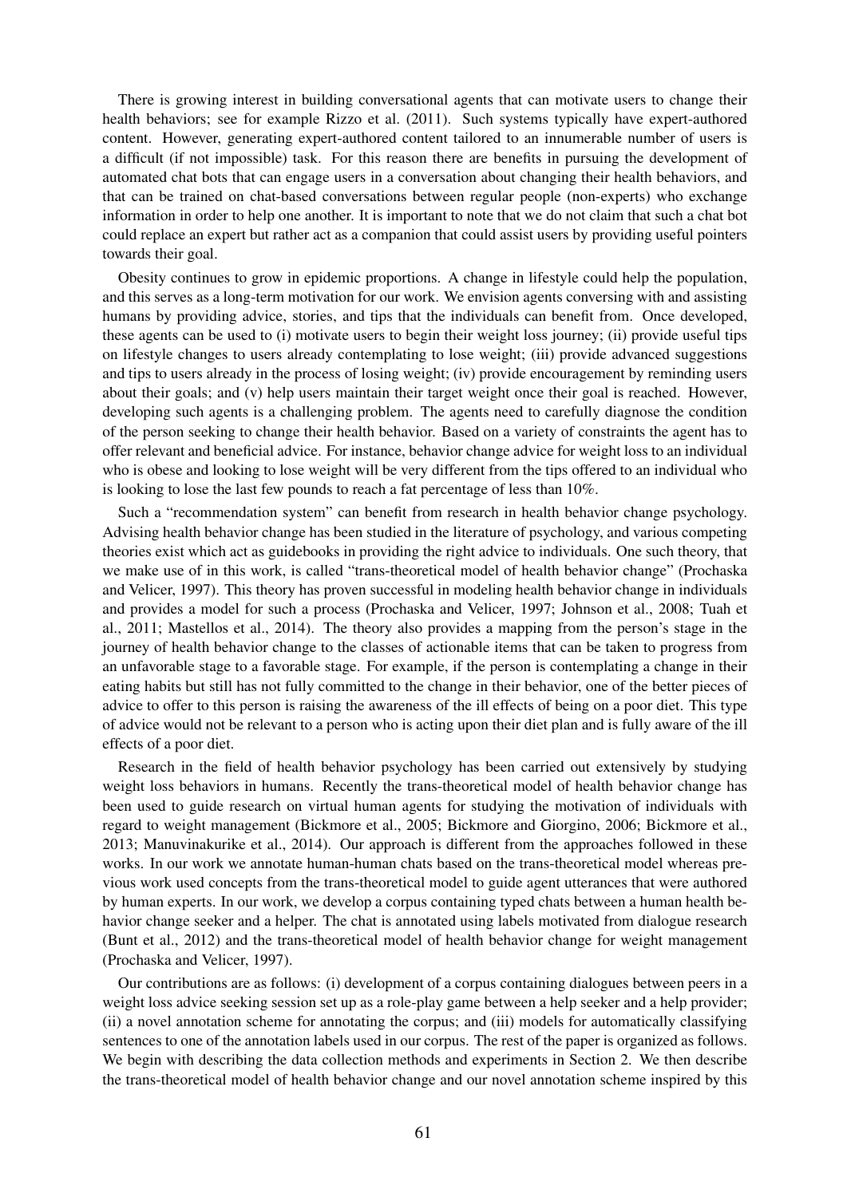There is growing interest in building conversational agents that can motivate users to change their health behaviors; see for example Rizzo et al. (2011). Such systems typically have expert-authored content. However, generating expert-authored content tailored to an innumerable number of users is a difficult (if not impossible) task. For this reason there are benefits in pursuing the development of automated chat bots that can engage users in a conversation about changing their health behaviors, and that can be trained on chat-based conversations between regular people (non-experts) who exchange information in order to help one another. It is important to note that we do not claim that such a chat bot could replace an expert but rather act as a companion that could assist users by providing useful pointers towards their goal.

Obesity continues to grow in epidemic proportions. A change in lifestyle could help the population, and this serves as a long-term motivation for our work. We envision agents conversing with and assisting humans by providing advice, stories, and tips that the individuals can benefit from. Once developed, these agents can be used to (i) motivate users to begin their weight loss journey; (ii) provide useful tips on lifestyle changes to users already contemplating to lose weight; (iii) provide advanced suggestions and tips to users already in the process of losing weight; (iv) provide encouragement by reminding users about their goals; and (v) help users maintain their target weight once their goal is reached. However, developing such agents is a challenging problem. The agents need to carefully diagnose the condition of the person seeking to change their health behavior. Based on a variety of constraints the agent has to offer relevant and beneficial advice. For instance, behavior change advice for weight loss to an individual who is obese and looking to lose weight will be very different from the tips offered to an individual who is looking to lose the last few pounds to reach a fat percentage of less than 10%.

Such a "recommendation system" can benefit from research in health behavior change psychology. Advising health behavior change has been studied in the literature of psychology, and various competing theories exist which act as guidebooks in providing the right advice to individuals. One such theory, that we make use of in this work, is called "trans-theoretical model of health behavior change" (Prochaska and Velicer, 1997). This theory has proven successful in modeling health behavior change in individuals and provides a model for such a process (Prochaska and Velicer, 1997; Johnson et al., 2008; Tuah et al., 2011; Mastellos et al., 2014). The theory also provides a mapping from the person's stage in the journey of health behavior change to the classes of actionable items that can be taken to progress from an unfavorable stage to a favorable stage. For example, if the person is contemplating a change in their eating habits but still has not fully committed to the change in their behavior, one of the better pieces of advice to offer to this person is raising the awareness of the ill effects of being on a poor diet. This type of advice would not be relevant to a person who is acting upon their diet plan and is fully aware of the ill effects of a poor diet.

Research in the field of health behavior psychology has been carried out extensively by studying weight loss behaviors in humans. Recently the trans-theoretical model of health behavior change has been used to guide research on virtual human agents for studying the motivation of individuals with regard to weight management (Bickmore et al., 2005; Bickmore and Giorgino, 2006; Bickmore et al., 2013; Manuvinakurike et al., 2014). Our approach is different from the approaches followed in these works. In our work we annotate human-human chats based on the trans-theoretical model whereas previous work used concepts from the trans-theoretical model to guide agent utterances that were authored by human experts. In our work, we develop a corpus containing typed chats between a human health behavior change seeker and a helper. The chat is annotated using labels motivated from dialogue research (Bunt et al., 2012) and the trans-theoretical model of health behavior change for weight management (Prochaska and Velicer, 1997).

Our contributions are as follows: (i) development of a corpus containing dialogues between peers in a weight loss advice seeking session set up as a role-play game between a help seeker and a help provider; (ii) a novel annotation scheme for annotating the corpus; and (iii) models for automatically classifying sentences to one of the annotation labels used in our corpus. The rest of the paper is organized as follows. We begin with describing the data collection methods and experiments in Section 2. We then describe the trans-theoretical model of health behavior change and our novel annotation scheme inspired by this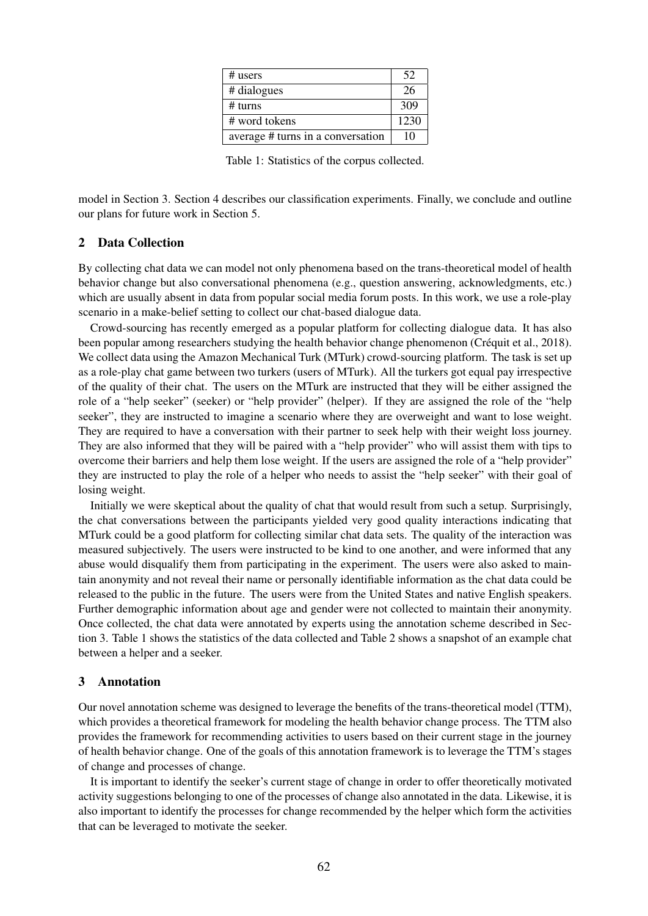| # users | 52 |
| --- | --- |
| # dialogues | 26 |
| # turns | 309 |
| # word tokens | 1230 |
| average # turns in a conversation | 10 |

Table 1: Statistics of the corpus collected.

model in Section 3. Section 4 describes our classification experiments. Finally, we conclude and outline our plans for future work in Section 5.

## 2 Data Collection

By collecting chat data we can model not only phenomena based on the trans-theoretical model of health behavior change but also conversational phenomena (e.g., question answering, acknowledgments, etc.) which are usually absent in data from popular social media forum posts. In this work, we use a role-play scenario in a make-belief setting to collect our chat-based dialogue data.

Crowd-sourcing has recently emerged as a popular platform for collecting dialogue data. It has also been popular among researchers studying the health behavior change phenomenon (Créquit et al., 2018). We collect data using the Amazon Mechanical Turk (MTurk) crowd-sourcing platform. The task is set up as a role-play chat game between two turkers (users of MTurk). All the turkers got equal pay irrespective of the quality of their chat. The users on the MTurk are instructed that they will be either assigned the role of a "help seeker" (seeker) or "help provider" (helper). If they are assigned the role of the "help seeker", they are instructed to imagine a scenario where they are overweight and want to lose weight. They are required to have a conversation with their partner to seek help with their weight loss journey. They are also informed that they will be paired with a "help provider" who will assist them with tips to overcome their barriers and help them lose weight. If the users are assigned the role of a "help provider" they are instructed to play the role of a helper who needs to assist the "help seeker" with their goal of losing weight.

Initially we were skeptical about the quality of chat that would result from such a setup. Surprisingly, the chat conversations between the participants yielded very good quality interactions indicating that MTurk could be a good platform for collecting similar chat data sets. The quality of the interaction was measured subjectively. The users were instructed to be kind to one another, and were informed that any abuse would disqualify them from participating in the experiment. The users were also asked to maintain anonymity and not reveal their name or personally identifiable information as the chat data could be released to the public in the future. The users were from the United States and native English speakers. Further demographic information about age and gender were not collected to maintain their anonymity. Once collected, the chat data were annotated by experts using the annotation scheme described in Section 3. Table 1 shows the statistics of the data collected and Table 2 shows a snapshot of an example chat between a helper and a seeker.

## 3 Annotation

Our novel annotation scheme was designed to leverage the benefits of the trans-theoretical model (TTM), which provides a theoretical framework for modeling the health behavior change process. The TTM also provides the framework for recommending activities to users based on their current stage in the journey of health behavior change. One of the goals of this annotation framework is to leverage the TTM's stages of change and processes of change.

It is important to identify the seeker's current stage of change in order to offer theoretically motivated activity suggestions belonging to one of the processes of change also annotated in the data. Likewise, it is also important to identify the processes for change recommended by the helper which form the activities that can be leveraged to motivate the seeker.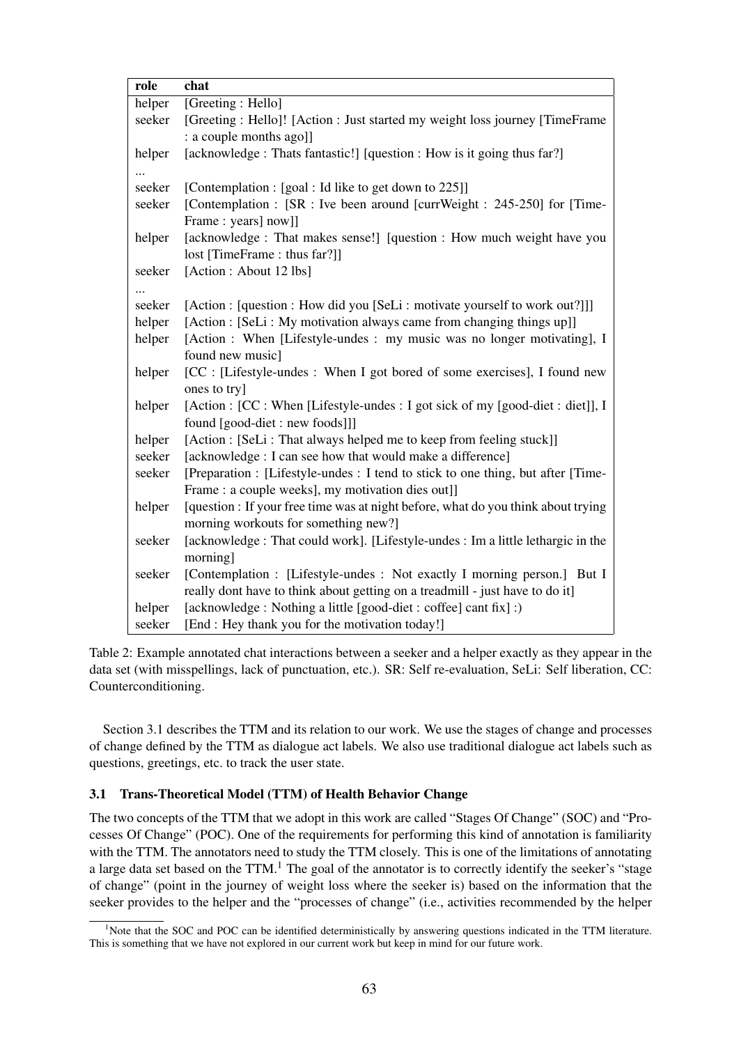| role | chat |
|---|---|
| helper | [Greeting : Hello] |
| seeker | [Greeting : Hello]! [Action : Just started my weight loss journey [TimeFrame : a couple months ago]] |
| helper | [acknowledge : Thats fantastic!] [question : How is it going thus far?] |
| ... | |
| seeker | [Contemplation : [goal : Id like to get down to 225]] |
| seeker | [Contemplation : [SR : Ive been around [currWeight : 245-250] for [TimeFrame : years] now]] |
| helper | [acknowledge : That makes sense!] [question : How much weight have you lost [TimeFrame : thus far?]] |
| seeker | [Action : About 12 lbs] |
| ... | |
| seeker | [Action : [question : How did you [SeLi : motivate yourself to work out?]]] |
| helper | [Action : [SeLi : My motivation always came from changing things up]] |
| helper | [Action : When [Lifestyle-undes : my music was no longer motivating], I found new music] |
| helper | [CC : [Lifestyle-undes : When I got bored of some exercises], I found new ones to try] |
| helper | [Action : [CC : When [Lifestyle-undes : I got sick of my [good-diet : diet]], I found [good-diet : new foods]]] |
| helper | [Action : [SeLi : That always helped me to keep from feeling stuck]] |
| seeker | [acknowledge : I can see how that would make a difference] |
| seeker | [Preparation : [Lifestyle-undes : I tend to stick to one thing, but after [TimeFrame : a couple weeks], my motivation dies out]] |
| helper | [question : If your free time was at night before, what do you think about trying morning workouts for something new?] |
| seeker | [acknowledge : That could work]. [Lifestyle-undes : Im a little lethargic in the morning] |
| seeker | [Contemplation : [Lifestyle-undes : Not exactly I morning person.] But I really dont have to think about getting on a treadmill - just have to do it] |
| helper | [acknowledge : Nothing a little [good-diet : coffee] cant fix] :) |
| seeker | [End : Hey thank you for the motivation today!] |

Table 2: Example annotated chat interactions between a seeker and a helper exactly as they appear in the data set (with misspellings, lack of punctuation, etc.). SR: Self re-evaluation, SeLi: Self liberation, CC: Counterconditioning.

Section 3.1 describes the TTM and its relation to our work. We use the stages of change and processes of change defined by the TTM as dialogue act labels. We also use traditional dialogue act labels such as questions, greetings, etc. to track the user state.

### 3.1 Trans-Theoretical Model (TTM) of Health Behavior Change

The two concepts of the TTM that we adopt in this work are called "Stages Of Change" (SOC) and "Processes Of Change" (POC). One of the requirements for performing this kind of annotation is familiarity with the TTM. The annotators need to study the TTM closely. This is one of the limitations of annotating a large data set based on the TTM.[1] The goal of the annotator is to correctly identify the seeker's "stage of change" (point in the journey of weight loss where the seeker is) based on the information that the seeker provides to the helper and the "processes of change" (i.e., activities recommended by the helper

[1] Note that the SOC and POC can be identified deterministically by answering questions indicated in the TTM literature. This is something that we have not explored in our current work but keep in mind for our future work.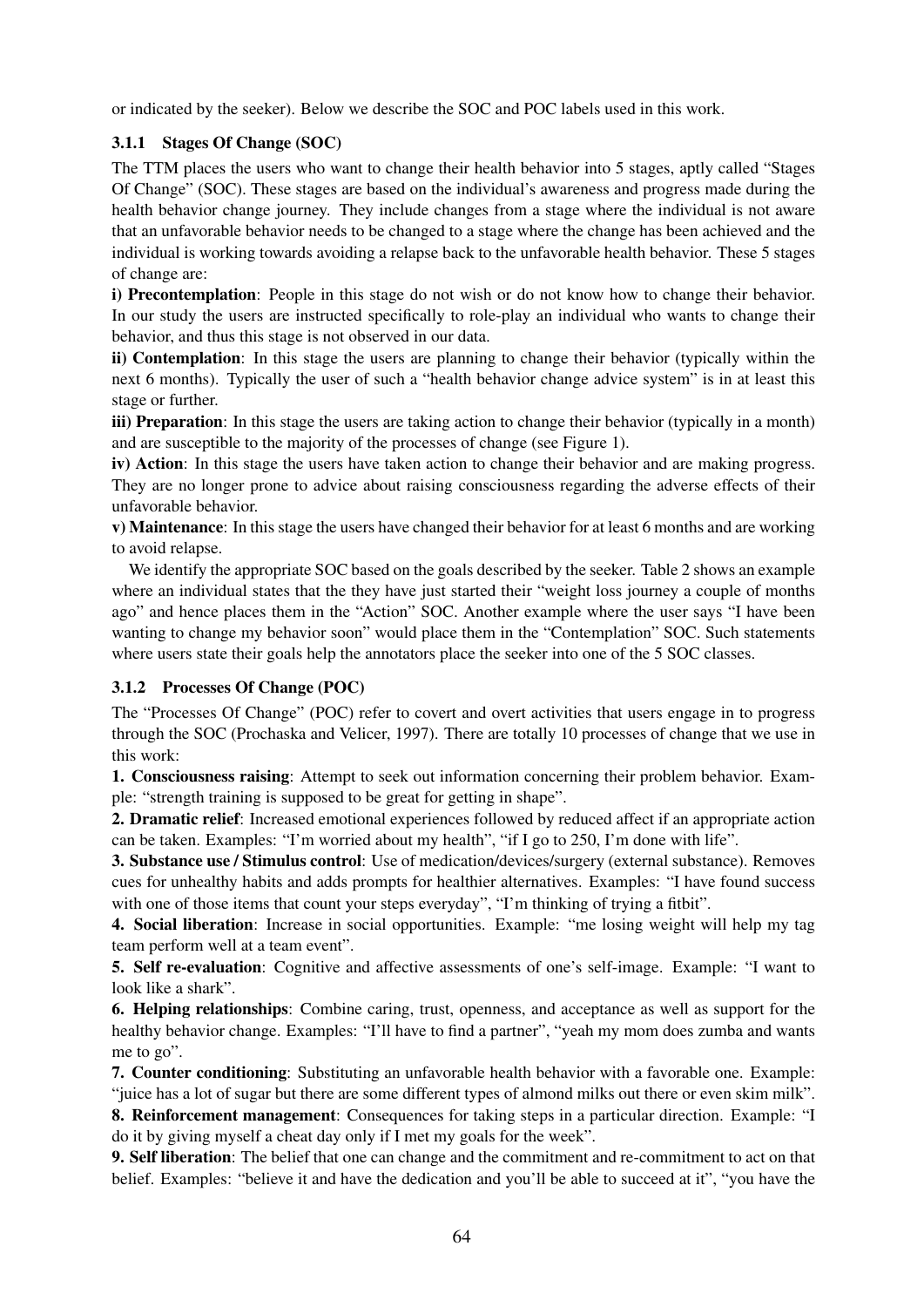or indicated by the seeker). Below we describe the SOC and POC labels used in this work.

### 3.1.1 Stages Of Change (SOC)

The TTM places the users who want to change their health behavior into 5 stages, aptly called "Stages Of Change" (SOC). These stages are based on the individual's awareness and progress made during the health behavior change journey. They include changes from a stage where the individual is not aware that an unfavorable behavior needs to be changed to a stage where the change has been achieved and the individual is working towards avoiding a relapse back to the unfavorable health behavior. These 5 stages of change are:

**i) Precontemplation**: People in this stage do not wish or do not know how to change their behavior. In our study the users are instructed specifically to role-play an individual who wants to change their behavior, and thus this stage is not observed in our data.

**ii) Contemplation**: In this stage the users are planning to change their behavior (typically within the next 6 months). Typically the user of such a "health behavior change advice system" is in at least this stage or further.

**iii) Preparation**: In this stage the users are taking action to change their behavior (typically in a month) and are susceptible to the majority of the processes of change (see Figure 1).

**iv) Action**: In this stage the users have taken action to change their behavior and are making progress. They are no longer prone to advice about raising consciousness regarding the adverse effects of their unfavorable behavior.

**v) Maintenance**: In this stage the users have changed their behavior for at least 6 months and are working to avoid relapse.

We identify the appropriate SOC based on the goals described by the seeker. Table 2 shows an example where an individual states that the they have just started their "weight loss journey a couple of months ago" and hence places them in the "Action" SOC. Another example where the user says "I have been wanting to change my behavior soon" would place them in the "Contemplation" SOC. Such statements where users state their goals help the annotators place the seeker into one of the 5 SOC classes.

### 3.1.2 Processes Of Change (POC)

The "Processes Of Change" (POC) refer to covert and overt activities that users engage in to progress through the SOC (Prochaska and Velicer, 1997). There are totally 10 processes of change that we use in this work:

**1. Consciousness raising**: Attempt to seek out information concerning their problem behavior. Example: "strength training is supposed to be great for getting in shape".

**2. Dramatic relief**: Increased emotional experiences followed by reduced affect if an appropriate action can be taken. Examples: "I'm worried about my health", "if I go to 250, I'm done with life".

**3. Substance use / Stimulus control**: Use of medication/devices/surgery (external substance). Removes cues for unhealthy habits and adds prompts for healthier alternatives. Examples: "I have found success with one of those items that count your steps everyday", "I'm thinking of trying a fitbit".

**4. Social liberation**: Increase in social opportunities. Example: "me losing weight will help my tag team perform well at a team event".

**5. Self re-evaluation**: Cognitive and affective assessments of one's self-image. Example: "I want to look like a shark".

**6. Helping relationships**: Combine caring, trust, openness, and acceptance as well as support for the healthy behavior change. Examples: "I'll have to find a partner", "yeah my mom does zumba and wants me to go".

**7. Counter conditioning**: Substituting an unfavorable health behavior with a favorable one. Example: "juice has a lot of sugar but there are some different types of almond milks out there or even skim milk".

**8. Reinforcement management**: Consequences for taking steps in a particular direction. Example: "I do it by giving myself a cheat day only if I met my goals for the week".

**9. Self liberation**: The belief that one can change and the commitment and re-commitment to act on that belief. Examples: "believe it and have the dedication and you'll be able to succeed at it", "you have the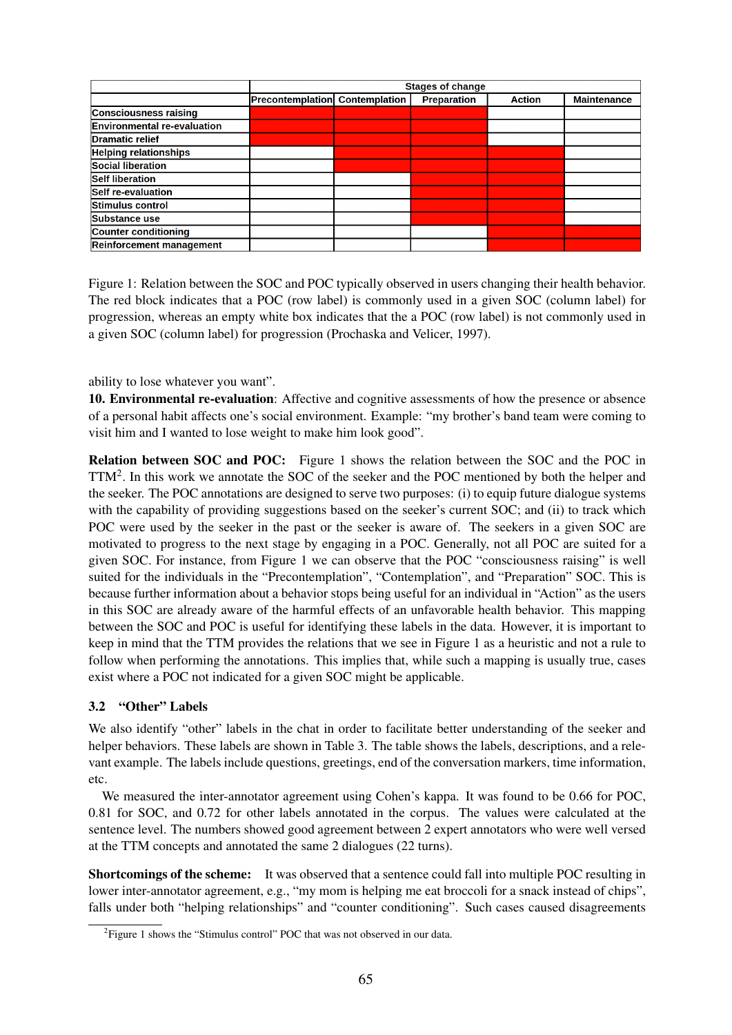| | Stages of change | | | | |
|---|---|---|---|---|---|
| | Precontemplation | Contemplation | Preparation | Action | Maintenance |
| Consciousness raising | ■ | ■ | ■ | | |
| Environmental re-evaluation | ■ | ■ | ■ | | |
| Dramatic relief | ■ | ■ | ■ | | |
| Helping relationships | | ■ | ■ | ■ | |
| Social liberation | | ■ | ■ | ■ | |
| Self liberation | | | ■ | ■ | |
| Self re-evaluation | | | ■ | ■ | |
| Stimulus control | | | ■ | ■ | |
| Substance use | | | ■ | ■ | |
| Counter conditioning | | | | ■ | ■ |
| Reinforcement management | | | | ■ | ■ |

Figure 1: Relation between the SOC and POC typically observed in users changing their health behavior. The red block indicates that a POC (row label) is commonly used in a given SOC (column label) for progression, whereas an empty white box indicates that the a POC (row label) is not commonly used in a given SOC (column label) for progression (Prochaska and Velicer, 1997).

ability to lose whatever you want".

**10. Environmental re-evaluation**: Affective and cognitive assessments of how the presence or absence of a personal habit affects one's social environment. Example: "my brother's band team were coming to visit him and I wanted to lose weight to make him look good".

**Relation between SOC and POC:** Figure 1 shows the relation between the SOC and the POC in TTM[2]. In this work we annotate the SOC of the seeker and the POC mentioned by both the helper and the seeker. The POC annotations are designed to serve two purposes: (i) to equip future dialogue systems with the capability of providing suggestions based on the seeker's current SOC; and (ii) to track which POC were used by the seeker in the past or the seeker is aware of. The seekers in a given SOC are motivated to progress to the next stage by engaging in a POC. Generally, not all POC are suited for a given SOC. For instance, from Figure 1 we can observe that the POC "consciousness raising" is well suited for the individuals in the "Precontemplation", "Contemplation", and "Preparation" SOC. This is because further information about a behavior stops being useful for an individual in "Action" as the users in this SOC are already aware of the harmful effects of an unfavorable health behavior. This mapping between the SOC and POC is useful for identifying these labels in the data. However, it is important to keep in mind that the TTM provides the relations that we see in Figure 1 as a heuristic and not a rule to follow when performing the annotations. This implies that, while such a mapping is usually true, cases exist where a POC not indicated for a given SOC might be applicable.

### 3.2 "Other" Labels

We also identify "other" labels in the chat in order to facilitate better understanding of the seeker and helper behaviors. These labels are shown in Table 3. The table shows the labels, descriptions, and a relevant example. The labels include questions, greetings, end of the conversation markers, time information, etc.

We measured the inter-annotator agreement using Cohen's kappa. It was found to be 0.66 for POC, 0.81 for SOC, and 0.72 for other labels annotated in the corpus. The values were calculated at the sentence level. The numbers showed good agreement between 2 expert annotators who were well versed at the TTM concepts and annotated the same 2 dialogues (22 turns).

**Shortcomings of the scheme:** It was observed that a sentence could fall into multiple POC resulting in lower inter-annotator agreement, e.g., "my mom is helping me eat broccoli for a snack instead of chips", falls under both "helping relationships" and "counter conditioning". Such cases caused disagreements

[2]Figure 1 shows the "Stimulus control" POC that was not observed in our data.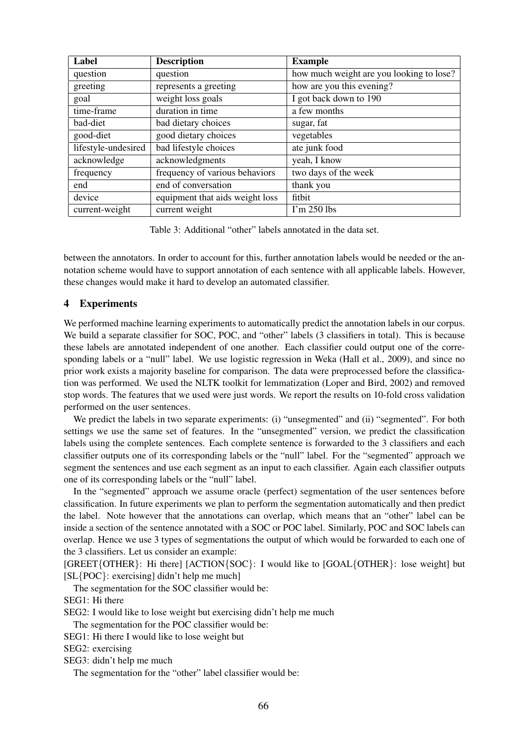| Label | Description | Example |
|---|---|---|
| question | question | how much weight are you looking to lose? |
| greeting | represents a greeting | how are you this evening? |
| goal | weight loss goals | I got back down to 190 |
| time-frame | duration in time | a few months |
| bad-diet | bad dietary choices | sugar, fat |
| good-diet | good dietary choices | vegetables |
| lifestyle-undesired | bad lifestyle choices | ate junk food |
| acknowledge | acknowledgments | yeah, I know |
| frequency | frequency of various behaviors | two days of the week |
| end | end of conversation | thank you |
| device | equipment that aids weight loss | fitbit |
| current-weight | current weight | I'm 250 lbs |

Table 3: Additional "other" labels annotated in the data set.

between the annotators. In order to account for this, further annotation labels would be needed or the annotation scheme would have to support annotation of each sentence with all applicable labels. However, these changes would make it hard to develop an automated classifier.

## 4 Experiments

We performed machine learning experiments to automatically predict the annotation labels in our corpus. We build a separate classifier for SOC, POC, and "other" labels (3 classifiers in total). This is because these labels are annotated independent of one another. Each classifier could output one of the corresponding labels or a "null" label. We use logistic regression in Weka (Hall et al., 2009), and since no prior work exists a majority baseline for comparison. The data were preprocessed before the classification was performed. We used the NLTK toolkit for lemmatization (Loper and Bird, 2002) and removed stop words. The features that we used were just words. We report the results on 10-fold cross validation performed on the user sentences.

We predict the labels in two separate experiments: (i) "unsegmented" and (ii) "segmented". For both settings we use the same set of features. In the "unsegmented" version, we predict the classification labels using the complete sentences. Each complete sentence is forwarded to the 3 classifiers and each classifier outputs one of its corresponding labels or the "null" label. For the "segmented" approach we segment the sentences and use each segment as an input to each classifier. Again each classifier outputs one of its corresponding labels or the "null" label.

In the "segmented" approach we assume oracle (perfect) segmentation of the user sentences before classification. In future experiments we plan to perform the segmentation automatically and then predict the label. Note however that the annotations can overlap, which means that an "other" label can be inside a section of the sentence annotated with a SOC or POC label. Similarly, POC and SOC labels can overlap. Hence we use 3 types of segmentations the output of which would be forwarded to each one of the 3 classifiers. Let us consider an example:

[GREET{OTHER}: Hi there] [ACTION{SOC}: I would like to [GOAL{OTHER}: lose weight] but [SL{POC}: exercising] didn't help me much]

The segmentation for the SOC classifier would be:

SEG1: Hi there

SEG2: I would like to lose weight but exercising didn't help me much

The segmentation for the POC classifier would be:

SEG1: Hi there I would like to lose weight but

SEG2: exercising

SEG3: didn't help me much

The segmentation for the "other" label classifier would be: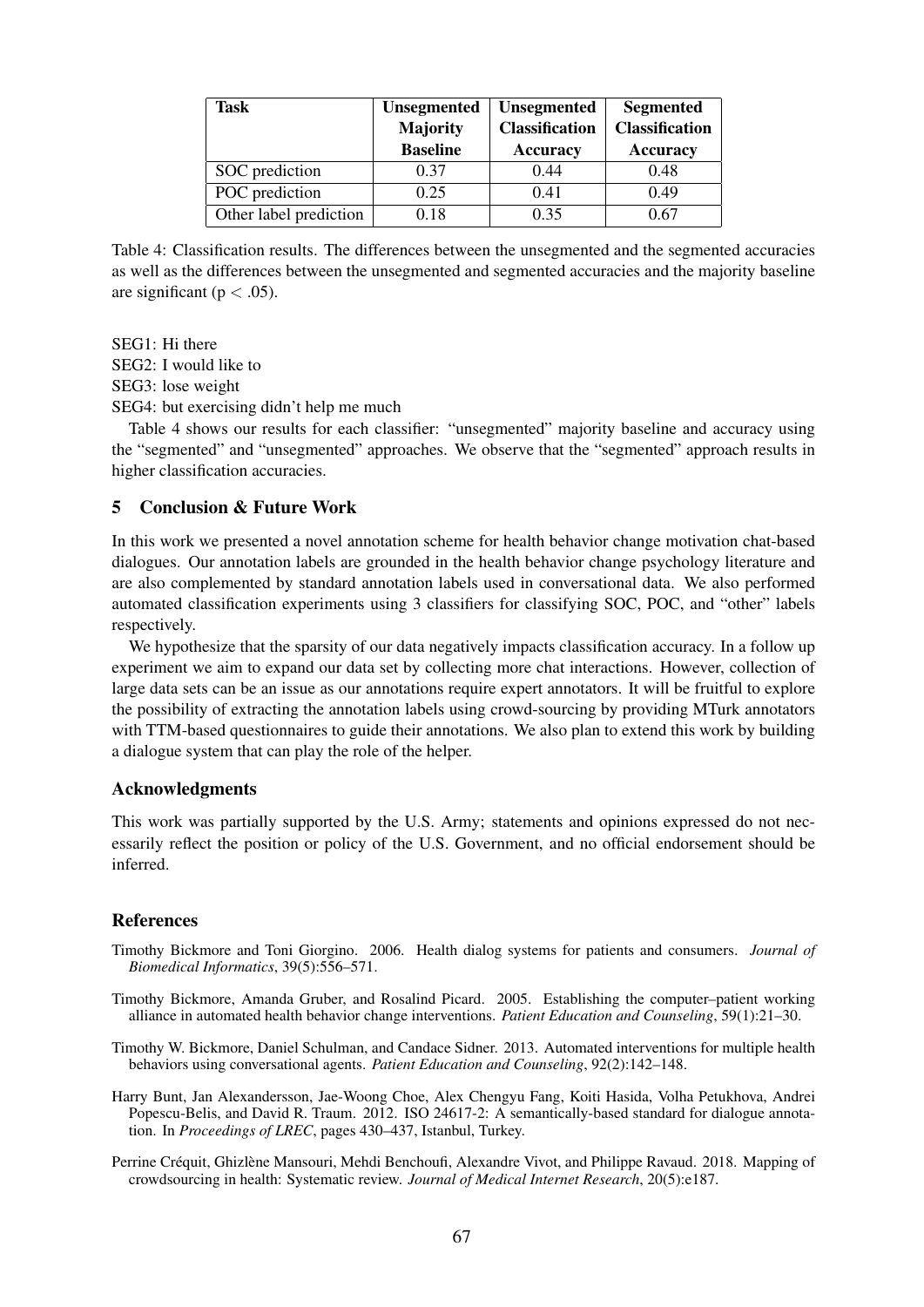| Task | Unsegmented Majority Baseline | Unsegmented Classification Accuracy | Segmented Classification Accuracy |
|---|---|---|---|
| SOC prediction | 0.37 | 0.44 | 0.48 |
| POC prediction | 0.25 | 0.41 | 0.49 |
| Other label prediction | 0.18 | 0.35 | 0.67 |

Table 4: Classification results. The differences between the unsegmented and the segmented accuracies as well as the differences between the unsegmented and segmented accuracies and the majority baseline are significant ($p < .05$).

SEG1: Hi there
SEG2: I would like to
SEG3: lose weight
SEG4: but exercising didn't help me much

Table 4 shows our results for each classifier: "unsegmented" majority baseline and accuracy using the "segmented" and "unsegmented" approaches. We observe that the "segmented" approach results in higher classification accuracies.

## 5 Conclusion & Future Work

In this work we presented a novel annotation scheme for health behavior change motivation chat-based dialogues. Our annotation labels are grounded in the health behavior change psychology literature and are also complemented by standard annotation labels used in conversational data. We also performed automated classification experiments using 3 classifiers for classifying SOC, POC, and "other" labels respectively.

We hypothesize that the sparsity of our data negatively impacts classification accuracy. In a follow up experiment we aim to expand our data set by collecting more chat interactions. However, collection of large data sets can be an issue as our annotations require expert annotators. It will be fruitful to explore the possibility of extracting the annotation labels using crowd-sourcing by providing MTurk annotators with TTM-based questionnaires to guide their annotations. We also plan to extend this work by building a dialogue system that can play the role of the helper.

### Acknowledgments

This work was partially supported by the U.S. Army; statements and opinions expressed do not necessarily reflect the position or policy of the U.S. Government, and no official endorsement should be inferred.

### References

Timothy Bickmore and Toni Giorgino. 2006. Health dialog systems for patients and consumers. *Journal of Biomedical Informatics*, 39(5):556–571.

Timothy Bickmore, Amanda Gruber, and Rosalind Picard. 2005. Establishing the computer–patient working alliance in automated health behavior change interventions. *Patient Education and Counseling*, 59(1):21–30.

Timothy W. Bickmore, Daniel Schulman, and Candace Sidner. 2013. Automated interventions for multiple health behaviors using conversational agents. *Patient Education and Counseling*, 92(2):142–148.

Harry Bunt, Jan Alexandersson, Jae-Woong Choe, Alex Chengyu Fang, Koiti Hasida, Volha Petukhova, Andrei Popescu-Belis, and David R. Traum. 2012. ISO 24617-2: A semantically-based standard for dialogue annotation. In *Proceedings of LREC*, pages 430–437, Istanbul, Turkey.

Perrine Créquit, Ghizlène Mansouri, Mehdi Benchoufi, Alexandre Vivot, and Philippe Ravaud. 2018. Mapping of crowdsourcing in health: Systematic review. *Journal of Medical Internet Research*, 20(5):e187.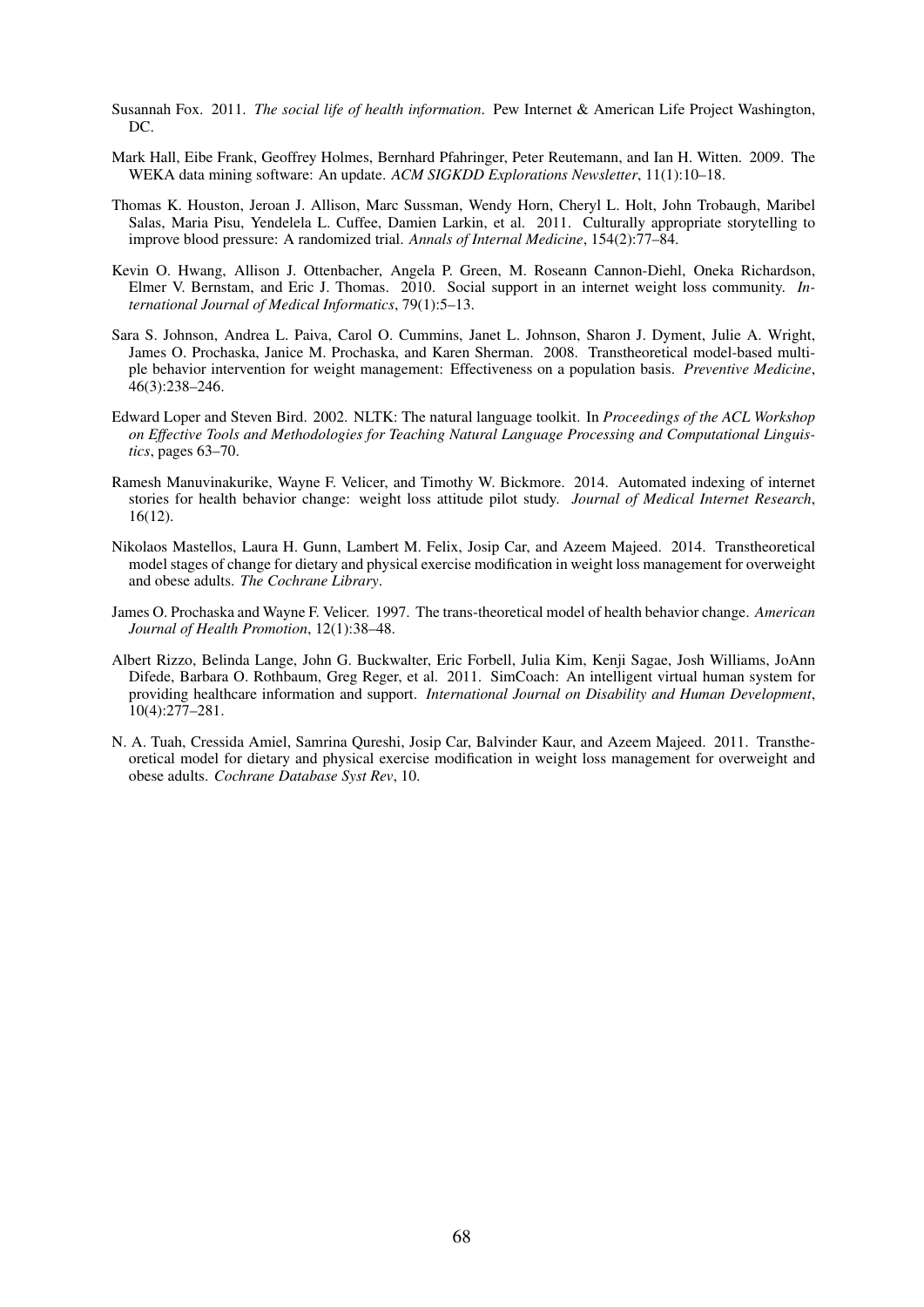Susannah Fox. 2011. *The social life of health information*. Pew Internet & American Life Project Washington, DC.

Mark Hall, Eibe Frank, Geoffrey Holmes, Bernhard Pfahringer, Peter Reutemann, and Ian H. Witten. 2009. The WEKA data mining software: An update. *ACM SIGKDD Explorations Newsletter*, 11(1):10–18.

Thomas K. Houston, Jeroan J. Allison, Marc Sussman, Wendy Horn, Cheryl L. Holt, John Trobaugh, Maribel Salas, Maria Pisu, Yendelela L. Cuffee, Damien Larkin, et al. 2011. Culturally appropriate storytelling to improve blood pressure: A randomized trial. *Annals of Internal Medicine*, 154(2):77–84.

Kevin O. Hwang, Allison J. Ottenbacher, Angela P. Green, M. Roseann Cannon-Diehl, Oneka Richardson, Elmer V. Bernstam, and Eric J. Thomas. 2010. Social support in an internet weight loss community. *International Journal of Medical Informatics*, 79(1):5–13.

Sara S. Johnson, Andrea L. Paiva, Carol O. Cummins, Janet L. Johnson, Sharon J. Dyment, Julie A. Wright, James O. Prochaska, Janice M. Prochaska, and Karen Sherman. 2008. Transtheoretical model-based multiple behavior intervention for weight management: Effectiveness on a population basis. *Preventive Medicine*, 46(3):238–246.

Edward Loper and Steven Bird. 2002. NLTK: The natural language toolkit. In *Proceedings of the ACL Workshop on Effective Tools and Methodologies for Teaching Natural Language Processing and Computational Linguistics*, pages 63–70.

Ramesh Manuvinakurike, Wayne F. Velicer, and Timothy W. Bickmore. 2014. Automated indexing of internet stories for health behavior change: weight loss attitude pilot study. *Journal of Medical Internet Research*, 16(12).

Nikolaos Mastellos, Laura H. Gunn, Lambert M. Felix, Josip Car, and Azeem Majeed. 2014. Transtheoretical model stages of change for dietary and physical exercise modification in weight loss management for overweight and obese adults. *The Cochrane Library*.

James O. Prochaska and Wayne F. Velicer. 1997. The trans-theoretical model of health behavior change. *American Journal of Health Promotion*, 12(1):38–48.

Albert Rizzo, Belinda Lange, John G. Buckwalter, Eric Forbell, Julia Kim, Kenji Sagae, Josh Williams, JoAnn Difede, Barbara O. Rothbaum, Greg Reger, et al. 2011. SimCoach: An intelligent virtual human system for providing healthcare information and support. *International Journal on Disability and Human Development*, 10(4):277–281.

N. A. Tuah, Cressida Amiel, Samrina Qureshi, Josip Car, Balvinder Kaur, and Azeem Majeed. 2011. Transtheoretical model for dietary and physical exercise modification in weight loss management for overweight and obese adults. *Cochrane Database Syst Rev*, 10.